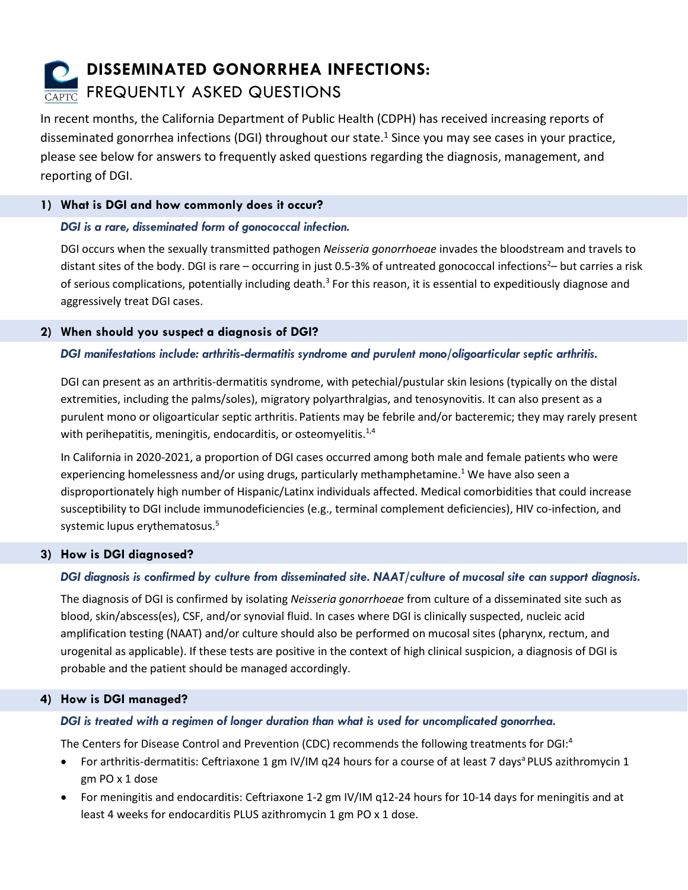# DISSEMINATED GONORRHEA INFECTIONS:

## FREQUENTLY ASKED QUESTIONS

In recent months, the California Department of Public Health (CDPH) has received increasing reports of disseminated gonorrhea infections (DGI) throughout our state.[1] Since you may see cases in your practice, please see below for answers to frequently asked questions regarding the diagnosis, management, and reporting of DGI.

### 1) What is DGI and how commonly does it occur?

***DGI is a rare, disseminated form of gonococcal infection.***

DGI occurs when the sexually transmitted pathogen *Neisseria gonorrhoeae* invades the bloodstream and travels to distant sites of the body. DGI is rare – occurring in just 0.5-3% of untreated gonococcal infections[2]– but carries a risk of serious complications, potentially including death.[3] For this reason, it is essential to expeditiously diagnose and aggressively treat DGI cases.

### 2) When should you suspect a diagnosis of DGI?

***DGI manifestations include: arthritis-dermatitis syndrome and purulent mono/oligoarticular septic arthritis.***

DGI can present as an arthritis-dermatitis syndrome, with petechial/pustular skin lesions (typically on the distal extremities, including the palms/soles), migratory polyarthralgias, and tenosynovitis. It can also present as a purulent mono or oligoarticular septic arthritis. Patients may be febrile and/or bacteremic; they may rarely present with perihepatitis, meningitis, endocarditis, or osteomyelitis.[1,4]

In California in 2020-2021, a proportion of DGI cases occurred among both male and female patients who were experiencing homelessness and/or using drugs, particularly methamphetamine.[1] We have also seen a disproportionately high number of Hispanic/Latinx individuals affected. Medical comorbidities that could increase susceptibility to DGI include immunodeficiencies (e.g., terminal complement deficiencies), HIV co-infection, and systemic lupus erythematosus.[5]

### 3) How is DGI diagnosed?

***DGI diagnosis is confirmed by culture from disseminated site. NAAT/culture of mucosal site can support diagnosis.***

The diagnosis of DGI is confirmed by isolating *Neisseria gonorrhoeae* from culture of a disseminated site such as blood, skin/abscess(es), CSF, and/or synovial fluid. In cases where DGI is clinically suspected, nucleic acid amplification testing (NAAT) and/or culture should also be performed on mucosal sites (pharynx, rectum, and urogenital as applicable). If these tests are positive in the context of high clinical suspicion, a diagnosis of DGI is probable and the patient should be managed accordingly.

### 4) How is DGI managed?

***DGI is treated with a regimen of longer duration than what is used for uncomplicated gonorrhea.***

The Centers for Disease Control and Prevention (CDC) recommends the following treatments for DGI:[4]

- For arthritis-dermatitis: Ceftriaxone 1 gm IV/IM q24 hours for a course of at least 7 days[a] PLUS azithromycin 1 gm PO x 1 dose
- For meningitis and endocarditis: Ceftriaxone 1-2 gm IV/IM q12-24 hours for 10-14 days for meningitis and at least 4 weeks for endocarditis PLUS azithromycin 1 gm PO x 1 dose.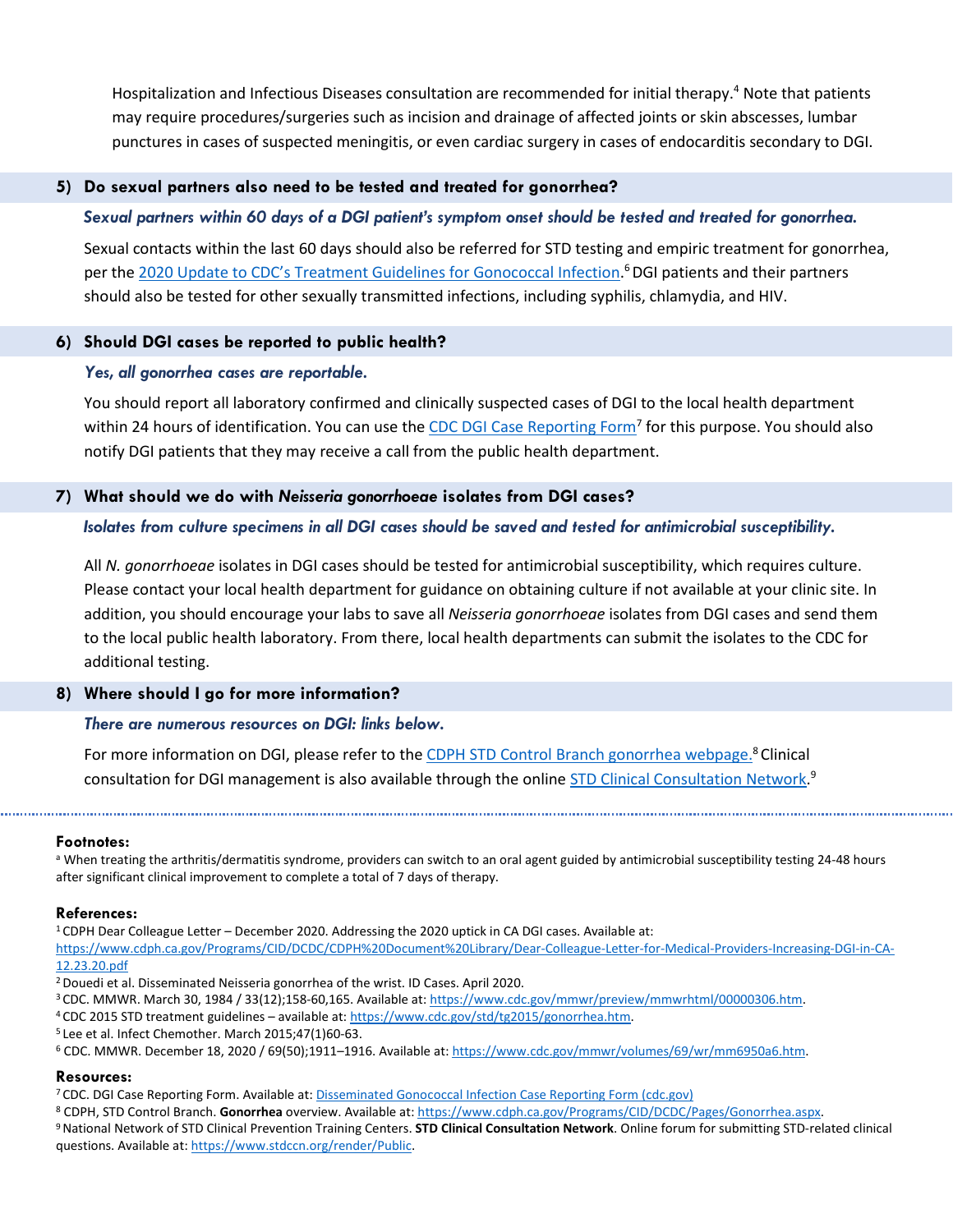Hospitalization and Infectious Diseases consultation are recommended for initial therapy.[4] Note that patients may require procedures/surgeries such as incision and drainage of affected joints or skin abscesses, lumbar punctures in cases of suspected meningitis, or even cardiac surgery in cases of endocarditis secondary to DGI.

## 5) Do sexual partners also need to be tested and treated for gonorrhea?

***Sexual partners within 60 days of a DGI patient's symptom onset should be tested and treated for gonorrhea.***

Sexual contacts within the last 60 days should also be referred for STD testing and empiric treatment for gonorrhea, per the [2020 Update to CDC's Treatment Guidelines for Gonococcal Infection](https://www.cdc.gov/mmwr/volumes/69/wr/mm6950a6.htm).[6] DGI patients and their partners should also be tested for other sexually transmitted infections, including syphilis, chlamydia, and HIV.

## 6) Should DGI cases be reported to public health?

***Yes, all gonorrhea cases are reportable.***

You should report all laboratory confirmed and clinically suspected cases of DGI to the local health department within 24 hours of identification. You can use the CDC DGI Case Reporting Form[7] for this purpose. You should also notify DGI patients that they may receive a call from the public health department.

## 7) What should we do with *Neisseria gonorrhoeae* isolates from DGI cases?

***Isolates from culture specimens in all DGI cases should be saved and tested for antimicrobial susceptibility.***

All *N. gonorrhoeae* isolates in DGI cases should be tested for antimicrobial susceptibility, which requires culture. Please contact your local health department for guidance on obtaining culture if not available at your clinic site. In addition, you should encourage your labs to save all *Neisseria gonorrhoeae* isolates from DGI cases and send them to the local public health laboratory. From there, local health departments can submit the isolates to the CDC for additional testing.

## 8) Where should I go for more information?

***There are numerous resources on DGI: links below.***

For more information on DGI, please refer to the [CDPH STD Control Branch gonorrhea webpage.](https://www.cdph.ca.gov/Programs/CID/DCDC/Pages/Gonorrhea.aspx)[8] Clinical consultation for DGI management is also available through the online [STD Clinical Consultation Network](https://www.stdccn.org/render/Public).[9]

---

**Footnotes:**

[a] When treating the arthritis/dermatitis syndrome, providers can switch to an oral agent guided by antimicrobial susceptibility testing 24-48 hours after significant clinical improvement to complete a total of 7 days of therapy.

**References:**

[1] CDPH Dear Colleague Letter – December 2020. Addressing the 2020 uptick in CA DGI cases. Available at: https://www.cdph.ca.gov/Programs/CID/DCDC/CDPH%20Document%20Library/Dear-Colleague-Letter-for-Medical-Providers-Increasing-DGI-in-CA-12.23.20.pdf

[2] Douedi et al. Disseminated Neisseria gonorrhea of the wrist. ID Cases. April 2020.

[3] CDC. MMWR. March 30, 1984 / 33(12);158-60,165. Available at: https://www.cdc.gov/mmwr/preview/mmwrhtml/00000306.htm.

[4] CDC 2015 STD treatment guidelines – available at: https://www.cdc.gov/std/tg2015/gonorrhea.htm.

[5] Lee et al. Infect Chemother. March 2015;47(1)60-63.

[6] CDC. MMWR. December 18, 2020 / 69(50);1911–1916. Available at: https://www.cdc.gov/mmwr/volumes/69/wr/mm6950a6.htm.

**Resources:**

[7] CDC. DGI Case Reporting Form. Available at: Disseminated Gonococcal Infection Case Reporting Form (cdc.gov)

[8] CDPH, STD Control Branch. **Gonorrhea** overview. Available at: https://www.cdph.ca.gov/Programs/CID/DCDC/Pages/Gonorrhea.aspx.

[9] National Network of STD Clinical Prevention Training Centers. **STD Clinical Consultation Network**. Online forum for submitting STD-related clinical questions. Available at: https://www.stdccn.org/render/Public.